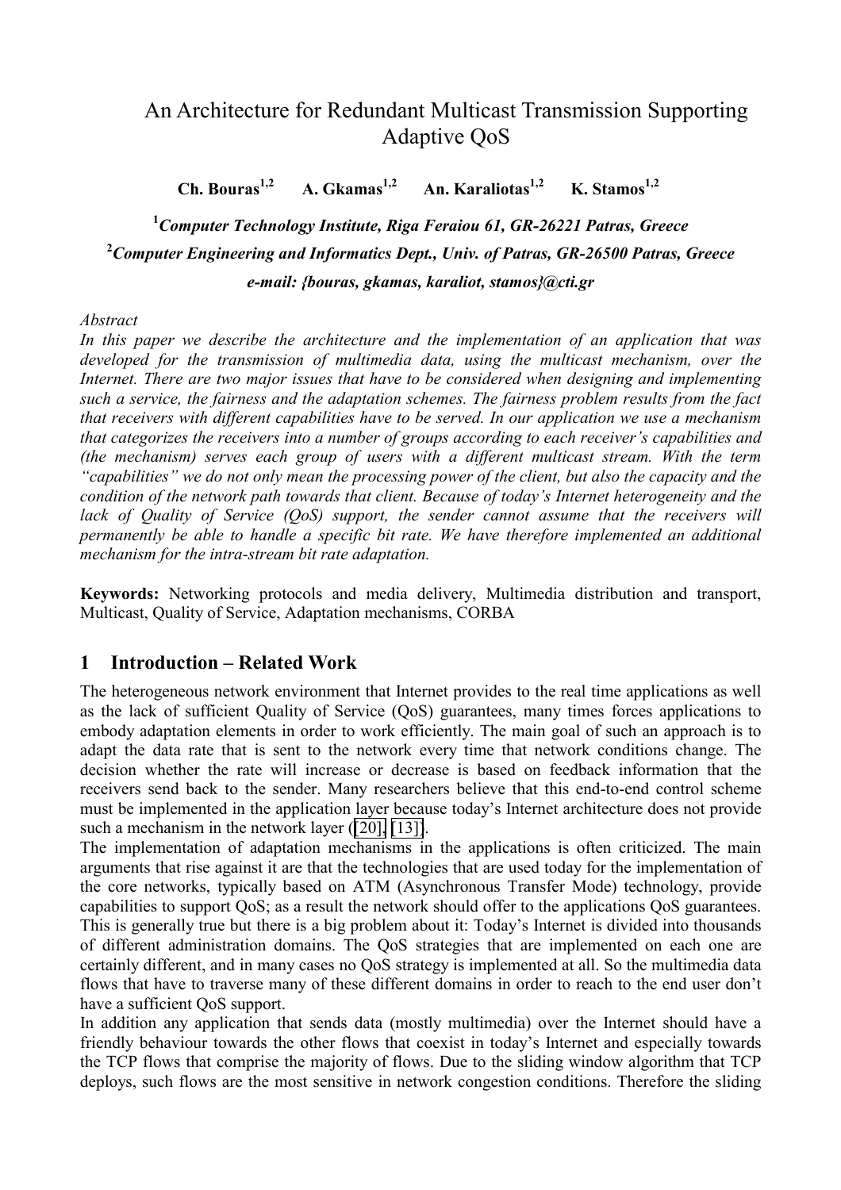# An Architecture for Redundant Multicast Transmission Supporting Adaptive QoS

**Ch. Bouras[1,2]  A. Gkamas[1,2]  An. Karaliotas[1,2]  K. Stamos[1,2]**

[1]*Computer Technology Institute, Riga Feraiou 61, GR-26221 Patras, Greece*

[2]*Computer Engineering and Informatics Dept., Univ. of Patras, GR-26500 Patras, Greece*

*e-mail: {bouras, gkamas, karaliot, stamos}@cti.gr*

*Abstract*

*In this paper we describe the architecture and the implementation of an application that was developed for the transmission of multimedia data, using the multicast mechanism, over the Internet. There are two major issues that have to be considered when designing and implementing such a service, the fairness and the adaptation schemes. The fairness problem results from the fact that receivers with different capabilities have to be served. In our application we use a mechanism that categorizes the receivers into a number of groups according to each receiver's capabilities and (the mechanism) serves each group of users with a different multicast stream. With the term "capabilities" we do not only mean the processing power of the client, but also the capacity and the condition of the network path towards that client. Because of today's Internet heterogeneity and the lack of Quality of Service (QoS) support, the sender cannot assume that the receivers will permanently be able to handle a specific bit rate. We have therefore implemented an additional mechanism for the intra-stream bit rate adaptation.*

**Keywords:** Networking protocols and media delivery, Multimedia distribution and transport, Multicast, Quality of Service, Adaptation mechanisms, CORBA

## 1 Introduction – Related Work

The heterogeneous network environment that Internet provides to the real time applications as well as the lack of sufficient Quality of Service (QoS) guarantees, many times forces applications to embody adaptation elements in order to work efficiently. The main goal of such an approach is to adapt the data rate that is sent to the network every time that network conditions change. The decision whether the rate will increase or decrease is based on feedback information that the receivers send back to the sender. Many researchers believe that this end-to-end control scheme must be implemented in the application layer because today's Internet architecture does not provide such a mechanism in the network layer ([20], [13]).

The implementation of adaptation mechanisms in the applications is often criticized. The main arguments that rise against it are that the technologies that are used today for the implementation of the core networks, typically based on ATM (Asynchronous Transfer Mode) technology, provide capabilities to support QoS; as a result the network should offer to the applications QoS guarantees. This is generally true but there is a big problem about it: Today's Internet is divided into thousands of different administration domains. The QoS strategies that are implemented on each one are certainly different, and in many cases no QoS strategy is implemented at all. So the multimedia data flows that have to traverse many of these different domains in order to reach to the end user don't have a sufficient QoS support.

In addition any application that sends data (mostly multimedia) over the Internet should have a friendly behaviour towards the other flows that coexist in today's Internet and especially towards the TCP flows that comprise the majority of flows. Due to the sliding window algorithm that TCP deploys, such flows are the most sensitive in network congestion conditions. Therefore the sliding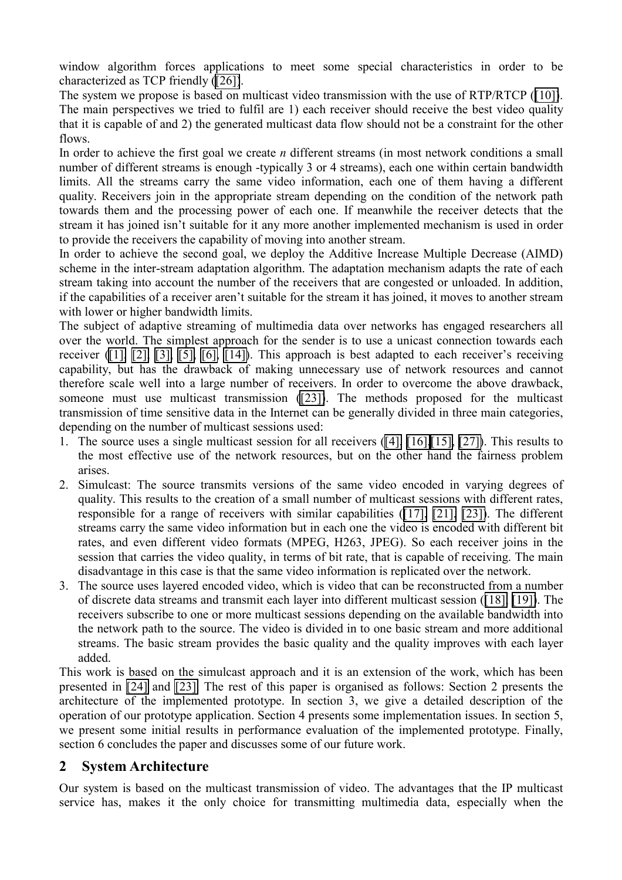window algorithm forces applications to meet some special characteristics in order to be characterized as TCP friendly ([26]).

The system we propose is based on multicast video transmission with the use of RTP/RTCP ([10]). The main perspectives we tried to fulfil are 1) each receiver should receive the best video quality that it is capable of and 2) the generated multicast data flow should not be a constraint for the other flows.

In order to achieve the first goal we create *n* different streams (in most network conditions a small number of different streams is enough -typically 3 or 4 streams), each one within certain bandwidth limits. All the streams carry the same video information, each one of them having a different quality. Receivers join in the appropriate stream depending on the condition of the network path towards them and the processing power of each one. If meanwhile the receiver detects that the stream it has joined isn't suitable for it any more another implemented mechanism is used in order to provide the receivers the capability of moving into another stream.

In order to achieve the second goal, we deploy the Additive Increase Multiple Decrease (AIMD) scheme in the inter-stream adaptation algorithm. The adaptation mechanism adapts the rate of each stream taking into account the number of the receivers that are congested or unloaded. In addition, if the capabilities of a receiver aren't suitable for the stream it has joined, it moves to another stream with lower or higher bandwidth limits.

The subject of adaptive streaming of multimedia data over networks has engaged researchers all over the world. The simplest approach for the sender is to use a unicast connection towards each receiver ([1], [2], [3], [5], [6], [14]). This approach is best adapted to each receiver's receiving capability, but has the drawback of making unnecessary use of network resources and cannot therefore scale well into a large number of receivers. In order to overcome the above drawback, someone must use multicast transmission ([23]). The methods proposed for the multicast transmission of time sensitive data in the Internet can be generally divided in three main categories, depending on the number of multicast sessions used:

1. The source uses a single multicast session for all receivers ([4], [16],[15], [27]). This results to the most effective use of the network resources, but on the other hand the fairness problem arises.
2. Simulcast: The source transmits versions of the same video encoded in varying degrees of quality. This results to the creation of a small number of multicast sessions with different rates, responsible for a range of receivers with similar capabilities ([17], [21], [23]). The different streams carry the same video information but in each one the video is encoded with different bit rates, and even different video formats (MPEG, H263, JPEG). So each receiver joins in the session that carries the video quality, in terms of bit rate, that is capable of receiving. The main disadvantage in this case is that the same video information is replicated over the network.
3. The source uses layered encoded video, which is video that can be reconstructed from a number of discrete data streams and transmit each layer into different multicast session ([18], [19]). The receivers subscribe to one or more multicast sessions depending on the available bandwidth into the network path to the source. The video is divided in to one basic stream and more additional streams. The basic stream provides the basic quality and the quality improves with each layer added.

This work is based on the simulcast approach and it is an extension of the work, which has been presented in [24] and [23]. The rest of this paper is organised as follows: Section 2 presents the architecture of the implemented prototype. In section 3, we give a detailed description of the operation of our prototype application. Section 4 presents some implementation issues. In section 5, we present some initial results in performance evaluation of the implemented prototype. Finally, section 6 concludes the paper and discusses some of our future work.

## 2 System Architecture

Our system is based on the multicast transmission of video. The advantages that the IP multicast service has, makes it the only choice for transmitting multimedia data, especially when the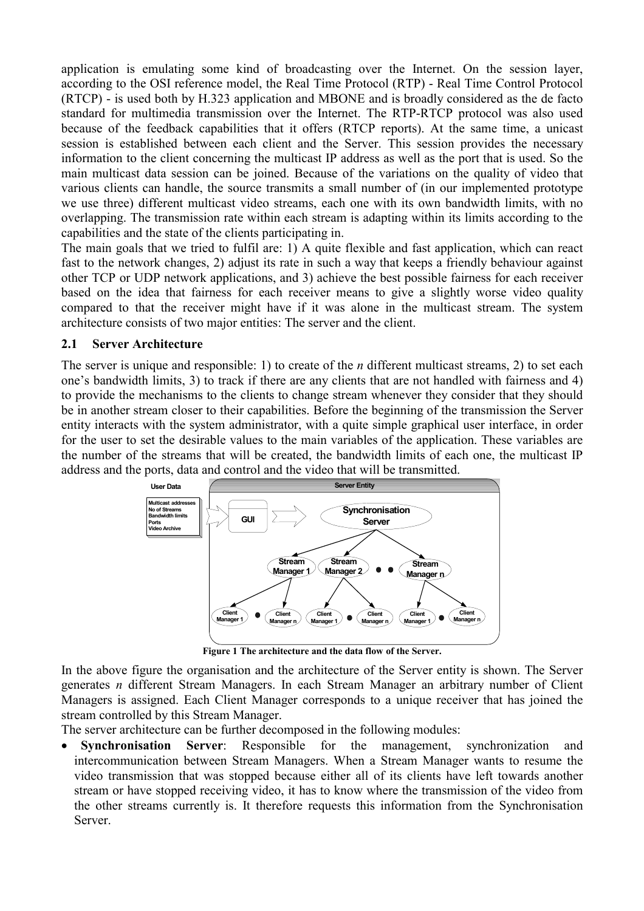application is emulating some kind of broadcasting over the Internet. On the session layer, according to the OSI reference model, the Real Time Protocol (RTP) - Real Time Control Protocol (RTCP) - is used both by H.323 application and MBONE and is broadly considered as the de facto standard for multimedia transmission over the Internet. The RTP-RTCP protocol was also used because of the feedback capabilities that it offers (RTCP reports). At the same time, a unicast session is established between each client and the Server. This session provides the necessary information to the client concerning the multicast IP address as well as the port that is used. So the main multicast data session can be joined. Because of the variations on the quality of video that various clients can handle, the source transmits a small number of (in our implemented prototype we use three) different multicast video streams, each one with its own bandwidth limits, with no overlapping. The transmission rate within each stream is adapting within its limits according to the capabilities and the state of the clients participating in.

The main goals that we tried to fulfil are: 1) A quite flexible and fast application, which can react fast to the network changes, 2) adjust its rate in such a way that keeps a friendly behaviour against other TCP or UDP network applications, and 3) achieve the best possible fairness for each receiver based on the idea that fairness for each receiver means to give a slightly worse video quality compared to that the receiver might have if it was alone in the multicast stream. The system architecture consists of two major entities: The server and the client.

### 2.1 Server Architecture

The server is unique and responsible: 1) to create of the *n* different multicast streams, 2) to set each one's bandwidth limits, 3) to track if there are any clients that are not handled with fairness and 4) to provide the mechanisms to the clients to change stream whenever they consider that they should be in another stream closer to their capabilities. Before the beginning of the transmission the Server entity interacts with the system administrator, with a quite simple graphical user interface, in order for the user to set the desirable values to the main variables of the application. These variables are the number of the streams that will be created, the bandwidth limits of each one, the multicast IP address and the ports, data and control and the video that will be transmitted.

**Figure 1 The architecture and the data flow of the Server.**

In the above figure the organisation and the architecture of the Server entity is shown. The Server generates *n* different Stream Managers. In each Stream Manager an arbitrary number of Client Managers is assigned. Each Client Manager corresponds to a unique receiver that has joined the stream controlled by this Stream Manager.

The server architecture can be further decomposed in the following modules:

- **Synchronisation Server**: Responsible for the management, synchronization and intercommunication between Stream Managers. When a Stream Manager wants to resume the video transmission that was stopped because either all of its clients have left towards another stream or have stopped receiving video, it has to know where the transmission of the video from the other streams currently is. It therefore requests this information from the Synchronisation Server.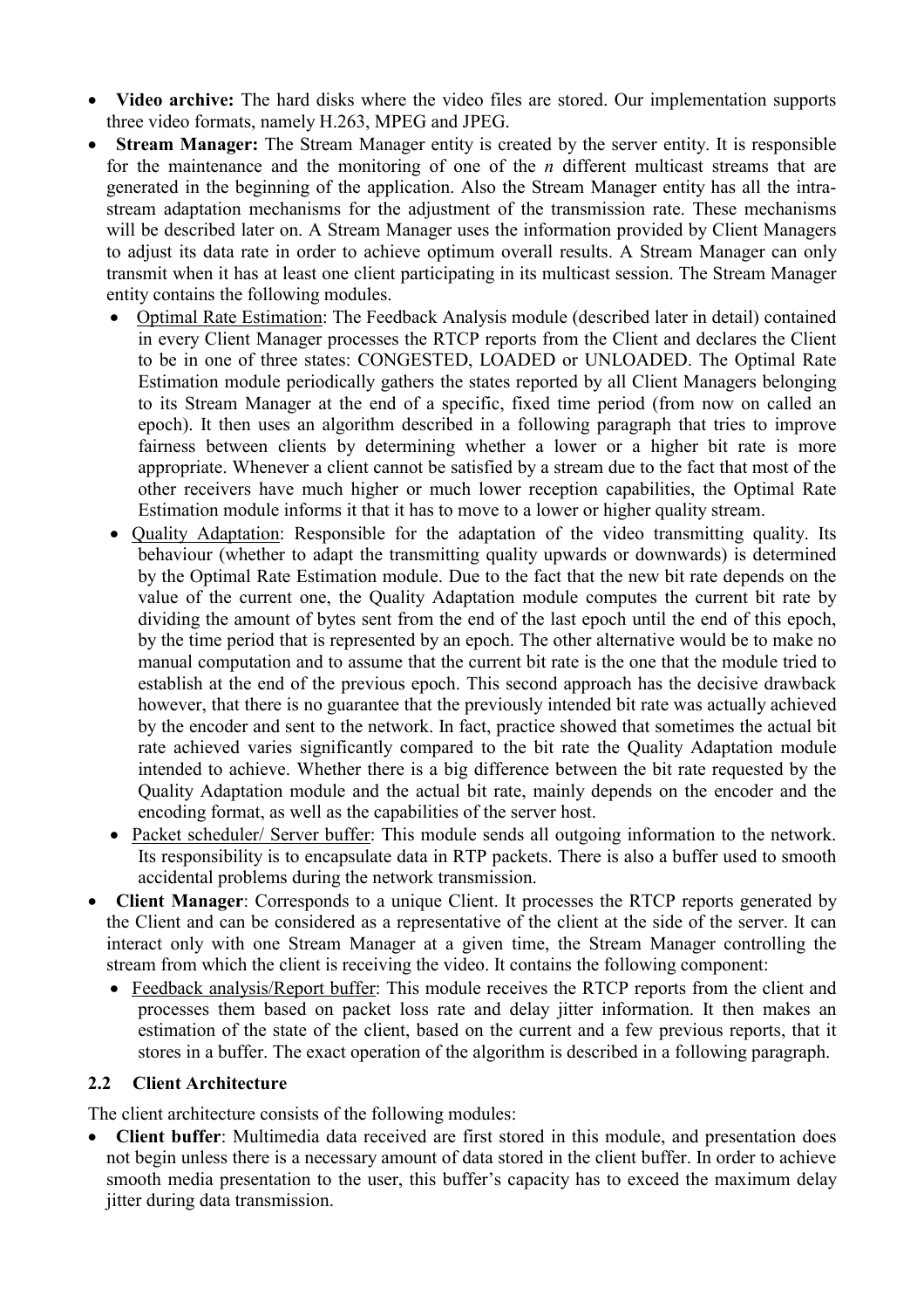- **Video archive:** The hard disks where the video files are stored. Our implementation supports three video formats, namely H.263, MPEG and JPEG.
- **Stream Manager:** The Stream Manager entity is created by the server entity. It is responsible for the maintenance and the monitoring of one of the *n* different multicast streams that are generated in the beginning of the application. Also the Stream Manager entity has all the intra-stream adaptation mechanisms for the adjustment of the transmission rate. These mechanisms will be described later on. A Stream Manager uses the information provided by Client Managers to adjust its data rate in order to achieve optimum overall results. A Stream Manager can only transmit when it has at least one client participating in its multicast session. The Stream Manager entity contains the following modules.
  - Optimal Rate Estimation: The Feedback Analysis module (described later in detail) contained in every Client Manager processes the RTCP reports from the Client and declares the Client to be in one of three states: CONGESTED, LOADED or UNLOADED. The Optimal Rate Estimation module periodically gathers the states reported by all Client Managers belonging to its Stream Manager at the end of a specific, fixed time period (from now on called an epoch). It then uses an algorithm described in a following paragraph that tries to improve fairness between clients by determining whether a lower or a higher bit rate is more appropriate. Whenever a client cannot be satisfied by a stream due to the fact that most of the other receivers have much higher or much lower reception capabilities, the Optimal Rate Estimation module informs it that it has to move to a lower or higher quality stream.
  - Quality Adaptation: Responsible for the adaptation of the video transmitting quality. Its behaviour (whether to adapt the transmitting quality upwards or downwards) is determined by the Optimal Rate Estimation module. Due to the fact that the new bit rate depends on the value of the current one, the Quality Adaptation module computes the current bit rate by dividing the amount of bytes sent from the end of the last epoch until the end of this epoch, by the time period that is represented by an epoch. The other alternative would be to make no manual computation and to assume that the current bit rate is the one that the module tried to establish at the end of the previous epoch. This second approach has the decisive drawback however, that there is no guarantee that the previously intended bit rate was actually achieved by the encoder and sent to the network. In fact, practice showed that sometimes the actual bit rate achieved varies significantly compared to the bit rate the Quality Adaptation module intended to achieve. Whether there is a big difference between the bit rate requested by the Quality Adaptation module and the actual bit rate, mainly depends on the encoder and the encoding format, as well as the capabilities of the server host.
  - Packet scheduler/ Server buffer: This module sends all outgoing information to the network. Its responsibility is to encapsulate data in RTP packets. There is also a buffer used to smooth accidental problems during the network transmission.
- **Client Manager**: Corresponds to a unique Client. It processes the RTCP reports generated by the Client and can be considered as a representative of the client at the side of the server. It can interact only with one Stream Manager at a given time, the Stream Manager controlling the stream from which the client is receiving the video. It contains the following component:
  - Feedback analysis/Report buffer: This module receives the RTCP reports from the client and processes them based on packet loss rate and delay jitter information. It then makes an estimation of the state of the client, based on the current and a few previous reports, that it stores in a buffer. The exact operation of the algorithm is described in a following paragraph.

### 2.2 Client Architecture

The client architecture consists of the following modules:

- **Client buffer**: Multimedia data received are first stored in this module, and presentation does not begin unless there is a necessary amount of data stored in the client buffer. In order to achieve smooth media presentation to the user, this buffer's capacity has to exceed the maximum delay jitter during data transmission.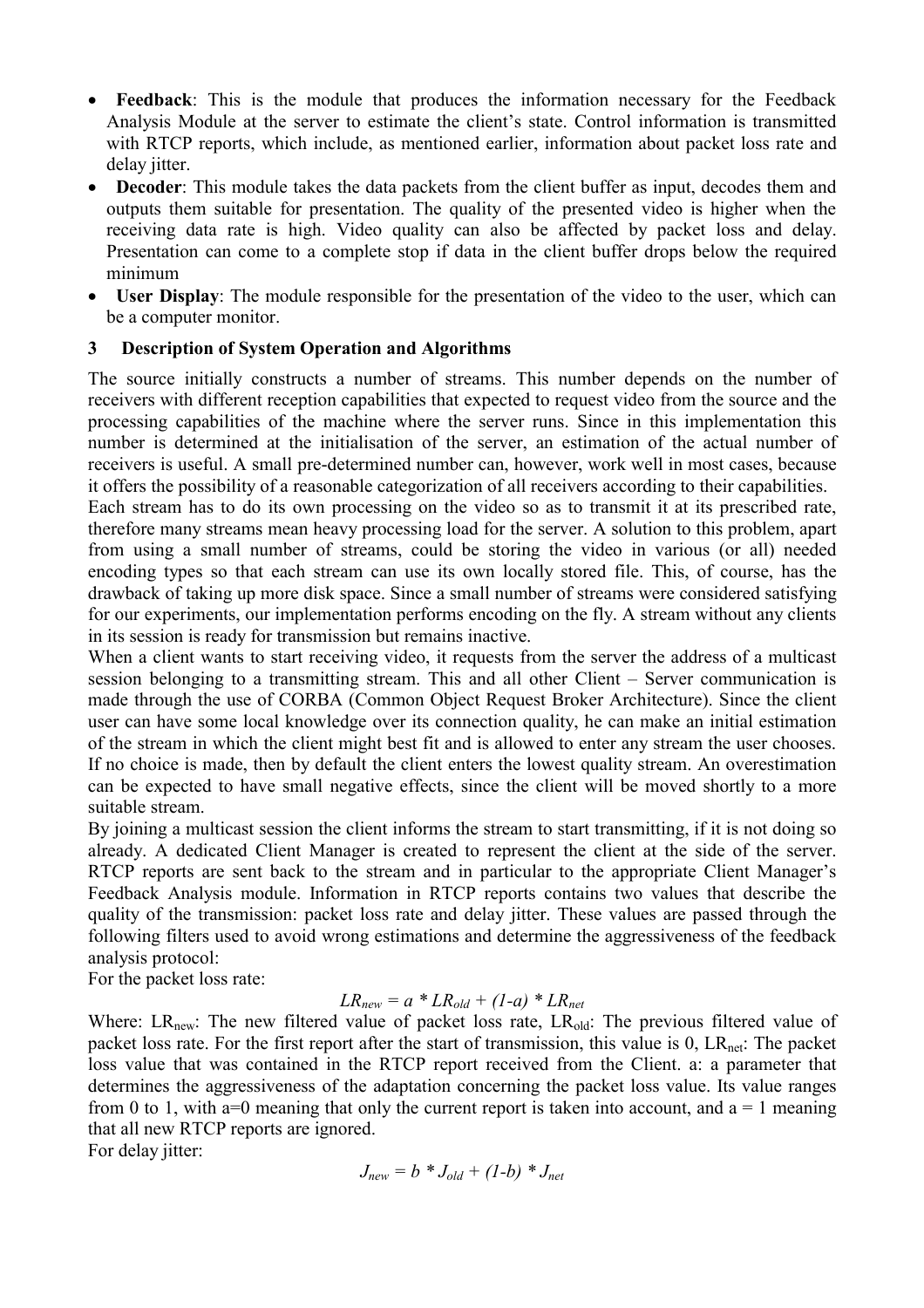- **Feedback**: This is the module that produces the information necessary for the Feedback Analysis Module at the server to estimate the client's state. Control information is transmitted with RTCP reports, which include, as mentioned earlier, information about packet loss rate and delay jitter.
- **Decoder**: This module takes the data packets from the client buffer as input, decodes them and outputs them suitable for presentation. The quality of the presented video is higher when the receiving data rate is high. Video quality can also be affected by packet loss and delay. Presentation can come to a complete stop if data in the client buffer drops below the required minimum
- **User Display**: The module responsible for the presentation of the video to the user, which can be a computer monitor.

## 3 Description of System Operation and Algorithms

The source initially constructs a number of streams. This number depends on the number of receivers with different reception capabilities that expected to request video from the source and the processing capabilities of the machine where the server runs. Since in this implementation this number is determined at the initialisation of the server, an estimation of the actual number of receivers is useful. A small pre-determined number can, however, work well in most cases, because it offers the possibility of a reasonable categorization of all receivers according to their capabilities.

Each stream has to do its own processing on the video so as to transmit it at its prescribed rate, therefore many streams mean heavy processing load for the server. A solution to this problem, apart from using a small number of streams, could be storing the video in various (or all) needed encoding types so that each stream can use its own locally stored file. This, of course, has the drawback of taking up more disk space. Since a small number of streams were considered satisfying for our experiments, our implementation performs encoding on the fly. A stream without any clients in its session is ready for transmission but remains inactive.

When a client wants to start receiving video, it requests from the server the address of a multicast session belonging to a transmitting stream. This and all other Client – Server communication is made through the use of CORBA (Common Object Request Broker Architecture). Since the client user can have some local knowledge over its connection quality, he can make an initial estimation of the stream in which the client might best fit and is allowed to enter any stream the user chooses. If no choice is made, then by default the client enters the lowest quality stream. An overestimation can be expected to have small negative effects, since the client will be moved shortly to a more suitable stream.

By joining a multicast session the client informs the stream to start transmitting, if it is not doing so already. A dedicated Client Manager is created to represent the client at the side of the server. RTCP reports are sent back to the stream and in particular to the appropriate Client Manager's Feedback Analysis module. Information in RTCP reports contains two values that describe the quality of the transmission: packet loss rate and delay jitter. These values are passed through the following filters used to avoid wrong estimations and determine the aggressiveness of the feedback analysis protocol:

For the packet loss rate:

$$LR_{new} = a * LR_{old} + (1-a) * LR_{net}$$

Where: $LR_{new}$: The new filtered value of packet loss rate, $LR_{old}$: The previous filtered value of packet loss rate. For the first report after the start of transmission, this value is 0, $LR_{net}$: The packet loss value that was contained in the RTCP report received from the Client. a: a parameter that determines the aggressiveness of the adaptation concerning the packet loss value. Its value ranges from 0 to 1, with a=0 meaning that only the current report is taken into account, and a = 1 meaning that all new RTCP reports are ignored.

For delay jitter:

$$J_{new} = b * J_{old} + (1-b) * J_{net}$$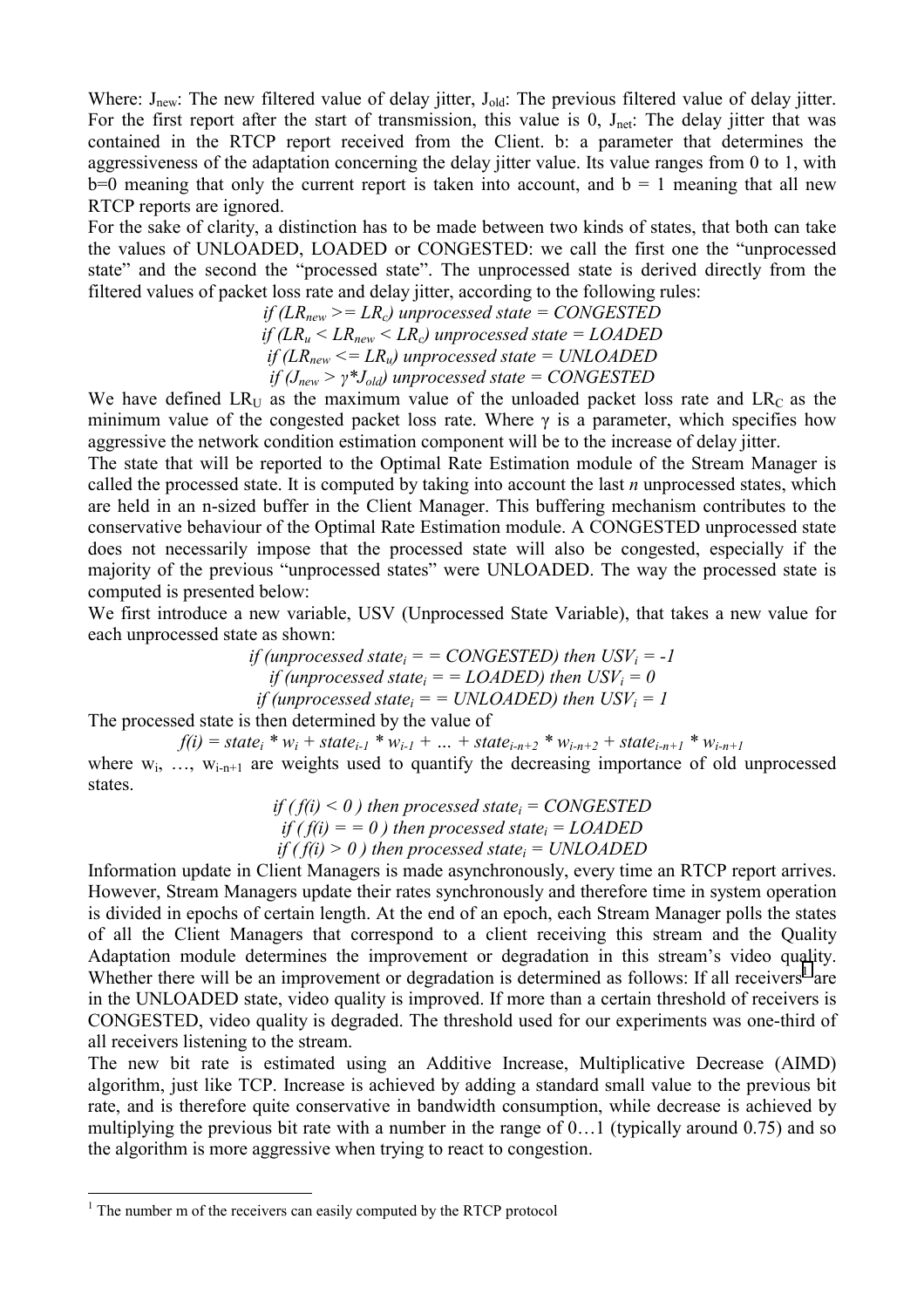Where: $J_{new}$: The new filtered value of delay jitter, $J_{old}$: The previous filtered value of delay jitter. For the first report after the start of transmission, this value is 0, $J_{net}$: The delay jitter that was contained in the RTCP report received from the Client. b: a parameter that determines the aggressiveness of the adaptation concerning the delay jitter value. Its value ranges from 0 to 1, with b=0 meaning that only the current report is taken into account, and b = 1 meaning that all new RTCP reports are ignored.

For the sake of clarity, a distinction has to be made between two kinds of states, that both can take the values of UNLOADED, LOADED or CONGESTED: we call the first one the "unprocessed state" and the second the "processed state". The unprocessed state is derived directly from the filtered values of packet loss rate and delay jitter, according to the following rules:

*if ($LR_{new}$ >= $LR_c$) unprocessed state = CONGESTED*
*if ($LR_u$ < $LR_{new}$ < $LR_c$) unprocessed state = LOADED*
*if ($LR_{new}$ <= $LR_u$) unprocessed state = UNLOADED*
*if ($J_{new} > \gamma * J_{old}$) unprocessed state = CONGESTED*

We have defined $LR_U$ as the maximum value of the unloaded packet loss rate and $LR_C$ as the minimum value of the congested packet loss rate. Where $\gamma$ is a parameter, which specifies how aggressive the network condition estimation component will be to the increase of delay jitter.

The state that will be reported to the Optimal Rate Estimation module of the Stream Manager is called the processed state. It is computed by taking into account the last *n* unprocessed states, which are held in an n-sized buffer in the Client Manager. This buffering mechanism contributes to the conservative behaviour of the Optimal Rate Estimation module. A CONGESTED unprocessed state does not necessarily impose that the processed state will also be congested, especially if the majority of the previous "unprocessed states" were UNLOADED. The way the processed state is computed is presented below:

We first introduce a new variable, USV (Unprocessed State Variable), that takes a new value for each unprocessed state as shown:

*if (unprocessed $state_i$ = = CONGESTED) then $USV_i = -1$*
*if (unprocessed $state_i$ = = LOADED) then $USV_i = 0$*
*if (unprocessed $state_i$ = = UNLOADED) then $USV_i = 1$*

The processed state is then determined by the value of

$$f(i) = state_i * w_i + state_{i-1} * w_{i-1} + \ldots + state_{i-n+2} * w_{i-n+2} + state_{i-n+1} * w_{i-n+1}$$

where $w_i$, …, $w_{i-n+1}$ are weights used to quantify the decreasing importance of old unprocessed states.

*if ( f(i) < 0 ) then processed $state_i$ = CONGESTED*
*if ( f(i) = = 0 ) then processed $state_i$ = LOADED*
*if ( f(i) > 0 ) then processed $state_i$ = UNLOADED*

Information update in Client Managers is made asynchronously, every time an RTCP report arrives. However, Stream Managers update their rates synchronously and therefore time in system operation is divided in epochs of certain length. At the end of an epoch, each Stream Manager polls the states of all the Client Managers that correspond to a client receiving this stream and the Quality Adaptation module determines the improvement or degradation in this stream's video quality. Whether there will be an improvement or degradation is determined as follows: If all receivers[1] are in the UNLOADED state, video quality is improved. If more than a certain threshold of receivers is CONGESTED, video quality is degraded. The threshold used for our experiments was one-third of all receivers listening to the stream.

The new bit rate is estimated using an Additive Increase, Multiplicative Decrease (AIMD) algorithm, just like TCP. Increase is achieved by adding a standard small value to the previous bit rate, and is therefore quite conservative in bandwidth consumption, while decrease is achieved by multiplying the previous bit rate with a number in the range of 0…1 (typically around 0.75) and so the algorithm is more aggressive when trying to react to congestion.

---

[1] The number m of the receivers can easily computed by the RTCP protocol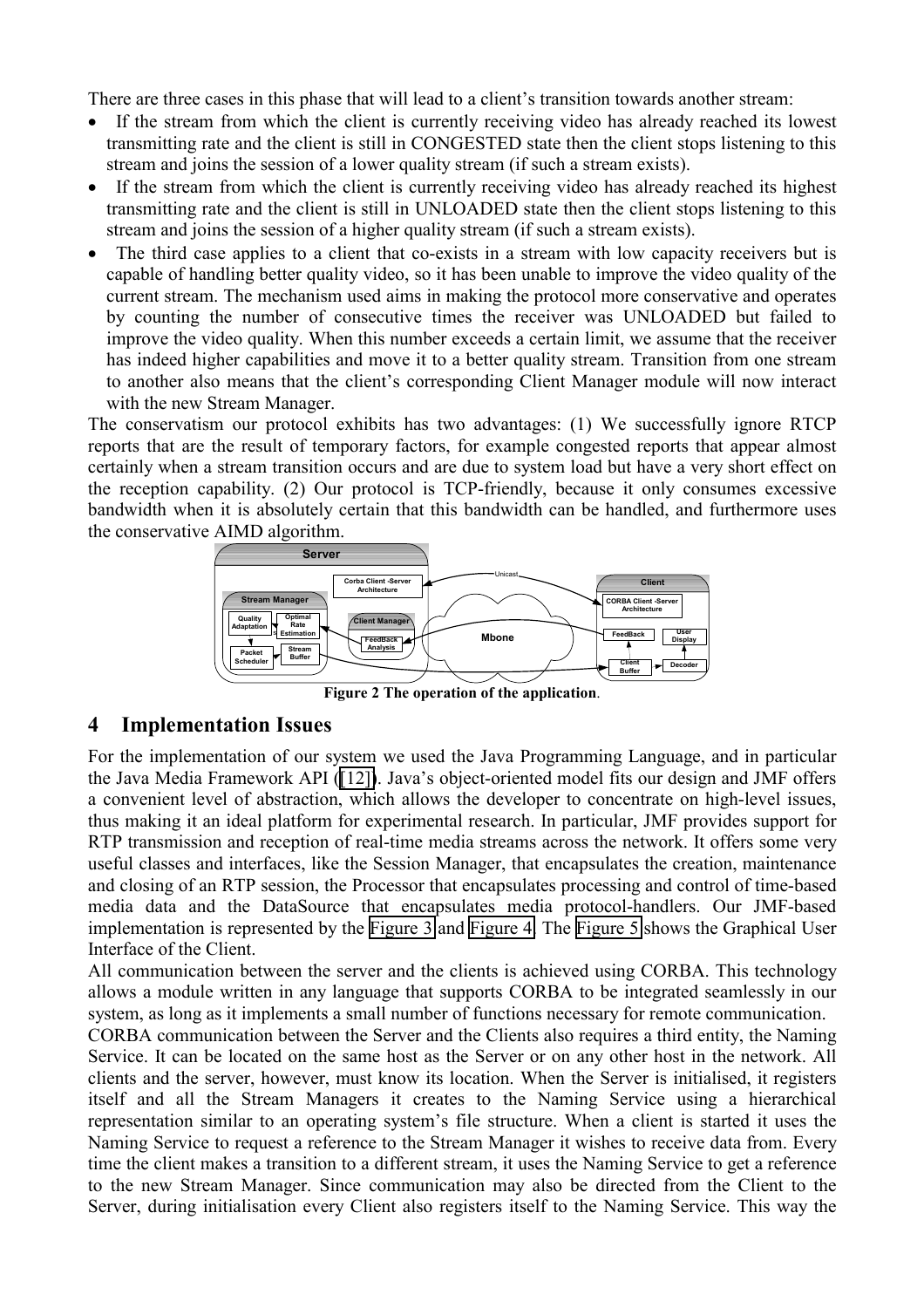There are three cases in this phase that will lead to a client's transition towards another stream:

- If the stream from which the client is currently receiving video has already reached its lowest transmitting rate and the client is still in CONGESTED state then the client stops listening to this stream and joins the session of a lower quality stream (if such a stream exists).
- If the stream from which the client is currently receiving video has already reached its highest transmitting rate and the client is still in UNLOADED state then the client stops listening to this stream and joins the session of a higher quality stream (if such a stream exists).
- The third case applies to a client that co-exists in a stream with low capacity receivers but is capable of handling better quality video, so it has been unable to improve the video quality of the current stream. The mechanism used aims in making the protocol more conservative and operates by counting the number of consecutive times the receiver was UNLOADED but failed to improve the video quality. When this number exceeds a certain limit, we assume that the receiver has indeed higher capabilities and move it to a better quality stream. Transition from one stream to another also means that the client's corresponding Client Manager module will now interact with the new Stream Manager.

The conservatism our protocol exhibits has two advantages: (1) We successfully ignore RTCP reports that are the result of temporary factors, for example congested reports that appear almost certainly when a stream transition occurs and are due to system load but have a very short effect on the reception capability. (2) Our protocol is TCP-friendly, because it only consumes excessive bandwidth when it is absolutely certain that this bandwidth can be handled, and furthermore uses the conservative AIMD algorithm.

Server
Corba Client -Server Architecture
Stream Manager
Quality Adaptation
Optimal Rate Estimation
Packet Scheduler
Stream Buffer
Client Manager
FeedBack Analysis
Unicast
Mbone
Client
CORBA Client -Server Architecture
FeedBack
User Display
Client Buffer
Decoder

**Figure 2 The operation of the application**.

## 4 Implementation Issues

For the implementation of our system we used the Java Programming Language, and in particular the Java Media Framework API ([12]). Java's object-oriented model fits our design and JMF offers a convenient level of abstraction, which allows the developer to concentrate on high-level issues, thus making it an ideal platform for experimental research. In particular, JMF provides support for RTP transmission and reception of real-time media streams across the network. It offers some very useful classes and interfaces, like the Session Manager, that encapsulates the creation, maintenance and closing of an RTP session, the Processor that encapsulates processing and control of time-based media data and the DataSource that encapsulates media protocol-handlers. Our JMF-based implementation is represented by the Figure 3 and Figure 4. The Figure 5 shows the Graphical User Interface of the Client.

All communication between the server and the clients is achieved using CORBA. This technology allows a module written in any language that supports CORBA to be integrated seamlessly in our system, as long as it implements a small number of functions necessary for remote communication.

CORBA communication between the Server and the Clients also requires a third entity, the Naming Service. It can be located on the same host as the Server or on any other host in the network. All clients and the server, however, must know its location. When the Server is initialised, it registers itself and all the Stream Managers it creates to the Naming Service using a hierarchical representation similar to an operating system's file structure. When a client is started it uses the Naming Service to request a reference to the Stream Manager it wishes to receive data from. Every time the client makes a transition to a different stream, it uses the Naming Service to get a reference to the new Stream Manager. Since communication may also be directed from the Client to the Server, during initialisation every Client also registers itself to the Naming Service. This way the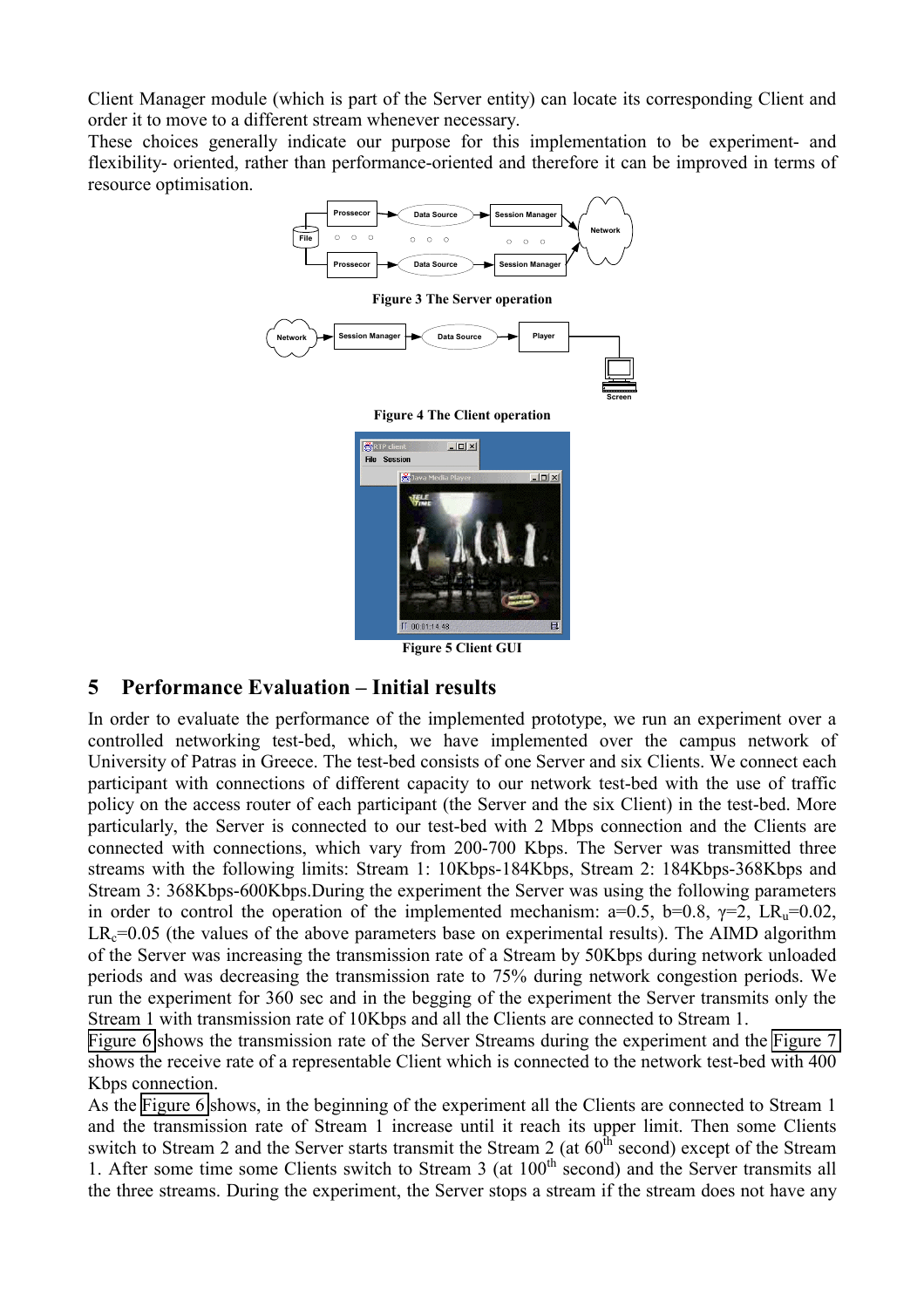Client Manager module (which is part of the Server entity) can locate its corresponding Client and order it to move to a different stream whenever necessary.
These choices generally indicate our purpose for this implementation to be experiment- and flexibility- oriented, rather than performance-oriented and therefore it can be improved in terms of resource optimisation.

**Figure 3 The Server operation**

**Figure 4 The Client operation**

**Figure 5 Client GUI**

## 5 Performance Evaluation – Initial results

In order to evaluate the performance of the implemented prototype, we run an experiment over a controlled networking test-bed, which, we have implemented over the campus network of University of Patras in Greece. The test-bed consists of one Server and six Clients. We connect each participant with connections of different capacity to our network test-bed with the use of traffic policy on the access router of each participant (the Server and the six Client) in the test-bed. More particularly, the Server is connected to our test-bed with 2 Mbps connection and the Clients are connected with connections, which vary from 200-700 Kbps. The Server was transmitted three streams with the following limits: Stream 1: 10Kbps-184Kbps, Stream 2: 184Kbps-368Kbps and Stream 3: 368Kbps-600Kbps.During the experiment the Server was using the following parameters in order to control the operation of the implemented mechanism: a=0.5, b=0.8, $\gamma$=2, $LR_u$=0.02, $LR_c$=0.05 (the values of the above parameters base on experimental results). The AIMD algorithm of the Server was increasing the transmission rate of a Stream by 50Kbps during network unloaded periods and was decreasing the transmission rate to 75% during network congestion periods. We run the experiment for 360 sec and in the begging of the experiment the Server transmits only the Stream 1 with transmission rate of 10Kbps and all the Clients are connected to Stream 1.
Figure 6 shows the transmission rate of the Server Streams during the experiment and the Figure 7 shows the receive rate of a representable Client which is connected to the network test-bed with 400 Kbps connection.
As the Figure 6 shows, in the beginning of the experiment all the Clients are connected to Stream 1 and the transmission rate of Stream 1 increase until it reach its upper limit. Then some Clients switch to Stream 2 and the Server starts transmit the Stream 2 (at $60^{th}$ second) except of the Stream 1. After some time some Clients switch to Stream 3 (at $100^{th}$ second) and the Server transmits all the three streams. During the experiment, the Server stops a stream if the stream does not have any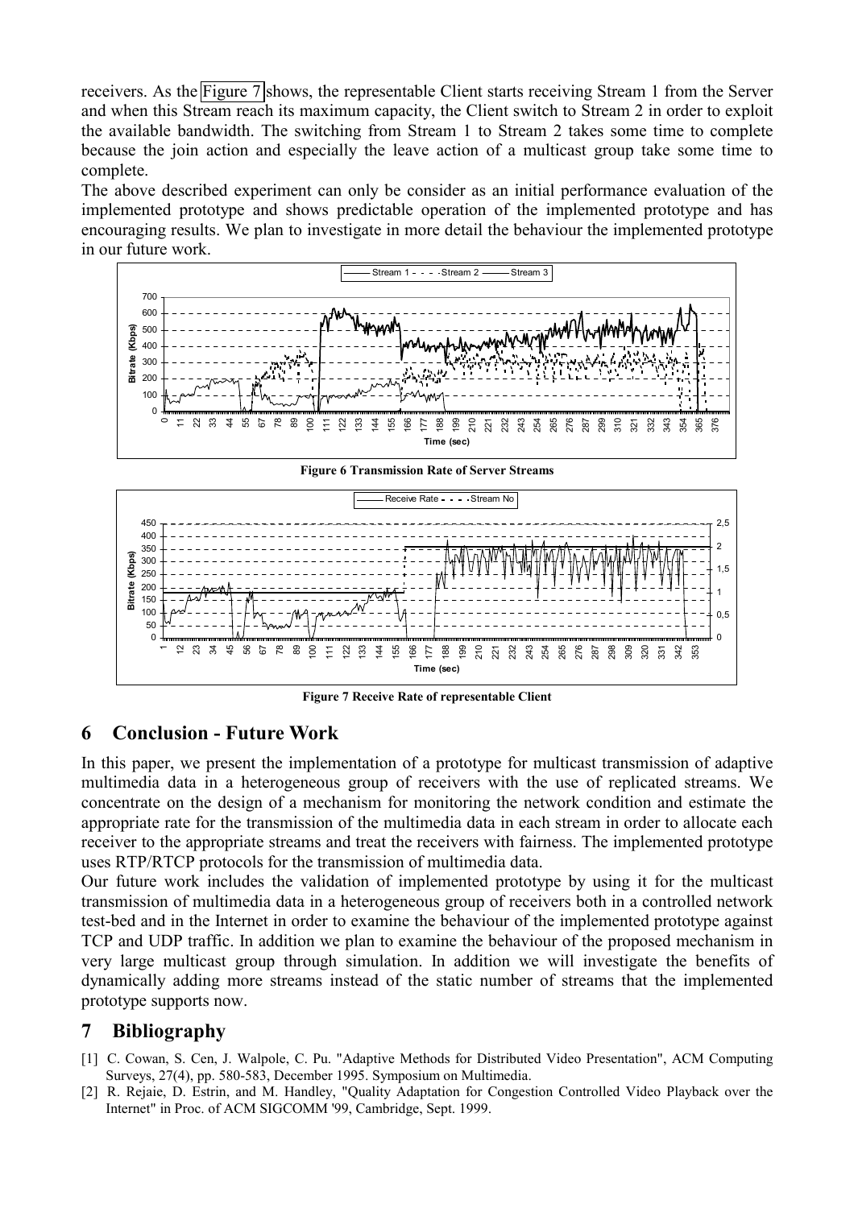receivers. As the Figure 7 shows, the representable Client starts receiving Stream 1 from the Server and when this Stream reach its maximum capacity, the Client switch to Stream 2 in order to exploit the available bandwidth. The switching from Stream 1 to Stream 2 takes some time to complete because the join action and especially the leave action of a multicast group take some time to complete.

The above described experiment can only be consider as an initial performance evaluation of the implemented prototype and shows predictable operation of the implemented prototype and has encouraging results. We plan to investigate in more detail the behaviour the implemented prototype in our future work.

**Figure 6 Transmission Rate of Server Streams**

**Figure 7 Receive Rate of representable Client**

## 6 Conclusion - Future Work

In this paper, we present the implementation of a prototype for multicast transmission of adaptive multimedia data in a heterogeneous group of receivers with the use of replicated streams. We concentrate on the design of a mechanism for monitoring the network condition and estimate the appropriate rate for the transmission of the multimedia data in each stream in order to allocate each receiver to the appropriate streams and treat the receivers with fairness. The implemented prototype uses RTP/RTCP protocols for the transmission of multimedia data.

Our future work includes the validation of implemented prototype by using it for the multicast transmission of multimedia data in a heterogeneous group of receivers both in a controlled network test-bed and in the Internet in order to examine the behaviour of the implemented prototype against TCP and UDP traffic. In addition we plan to examine the behaviour of the proposed mechanism in very large multicast group through simulation. In addition we will investigate the benefits of dynamically adding more streams instead of the static number of streams that the implemented prototype supports now.

## 7 Bibliography

[1] C. Cowan, S. Cen, J. Walpole, C. Pu. "Adaptive Methods for Distributed Video Presentation", ACM Computing Surveys, 27(4), pp. 580-583, December 1995. Symposium on Multimedia.

[2] R. Rejaie, D. Estrin, and M. Handley, "Quality Adaptation for Congestion Controlled Video Playback over the Internet" in Proc. of ACM SIGCOMM '99, Cambridge, Sept. 1999.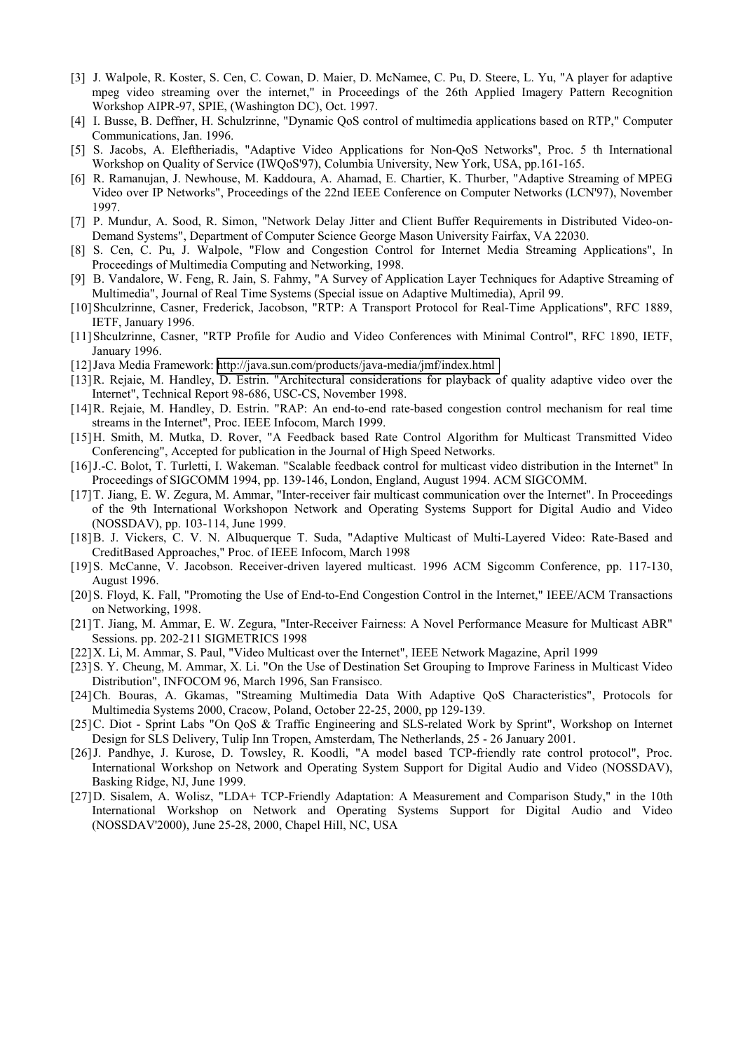[3] J. Walpole, R. Koster, S. Cen, C. Cowan, D. Maier, D. McNamee, C. Pu, D. Steere, L. Yu, "A player for adaptive mpeg video streaming over the internet," in Proceedings of the 26th Applied Imagery Pattern Recognition Workshop AIPR-97, SPIE, (Washington DC), Oct. 1997.

[4] I. Busse, B. Deffner, H. Schulzrinne, "Dynamic QoS control of multimedia applications based on RTP," Computer Communications, Jan. 1996.

[5] S. Jacobs, A. Eleftheriadis, "Adaptive Video Applications for Non-QoS Networks", Proc. 5 th International Workshop on Quality of Service (IWQoS'97), Columbia University, New York, USA, pp.161-165.

[6] R. Ramanujan, J. Newhouse, M. Kaddoura, A. Ahamad, E. Chartier, K. Thurber, "Adaptive Streaming of MPEG Video over IP Networks", Proceedings of the 22nd IEEE Conference on Computer Networks (LCN'97), November 1997.

[7] P. Mundur, A. Sood, R. Simon, "Network Delay Jitter and Client Buffer Requirements in Distributed Video-on-Demand Systems", Department of Computer Science George Mason University Fairfax, VA 22030.

[8] S. Cen, C. Pu, J. Walpole, "Flow and Congestion Control for Internet Media Streaming Applications", In Proceedings of Multimedia Computing and Networking, 1998.

[9] B. Vandalore, W. Feng, R. Jain, S. Fahmy, "A Survey of Application Layer Techniques for Adaptive Streaming of Multimedia", Journal of Real Time Systems (Special issue on Adaptive Multimedia), April 99.

[10] Shculzrinne, Casner, Frederick, Jacobson, "RTP: A Transport Protocol for Real-Time Applications", RFC 1889, IETF, January 1996.

[11] Shculzrinne, Casner, "RTP Profile for Audio and Video Conferences with Minimal Control", RFC 1890, IETF, January 1996.

[12] Java Media Framework: http://java.sun.com/products/java-media/jmf/index.html

[13] R. Rejaie, M. Handley, D. Estrin. "Architectural considerations for playback of quality adaptive video over the Internet", Technical Report 98-686, USC-CS, November 1998.

[14] R. Rejaie, M. Handley, D. Estrin. "RAP: An end-to-end rate-based congestion control mechanism for real time streams in the Internet", Proc. IEEE Infocom, March 1999.

[15] H. Smith, M. Mutka, D. Rover, "A Feedback based Rate Control Algorithm for Multicast Transmitted Video Conferencing", Accepted for publication in the Journal of High Speed Networks.

[16] J.-C. Bolot, T. Turletti, I. Wakeman. "Scalable feedback control for multicast video distribution in the Internet" In Proceedings of SIGCOMM 1994, pp. 139-146, London, England, August 1994. ACM SIGCOMM.

[17] T. Jiang, E. W. Zegura, M. Ammar, "Inter-receiver fair multicast communication over the Internet". In Proceedings of the 9th International Workshopon Network and Operating Systems Support for Digital Audio and Video (NOSSDAV), pp. 103-114, June 1999.

[18] B. J. Vickers, C. V. N. Albuquerque T. Suda, "Adaptive Multicast of Multi-Layered Video: Rate-Based and CreditBased Approaches," Proc. of IEEE Infocom, March 1998

[19] S. McCanne, V. Jacobson. Receiver-driven layered multicast. 1996 ACM Sigcomm Conference, pp. 117-130, August 1996.

[20] S. Floyd, K. Fall, "Promoting the Use of End-to-End Congestion Control in the Internet," IEEE/ACM Transactions on Networking, 1998.

[21] T. Jiang, M. Ammar, E. W. Zegura, "Inter-Receiver Fairness: A Novel Performance Measure for Multicast ABR" Sessions. pp. 202-211 SIGMETRICS 1998

[22] X. Li, M. Ammar, S. Paul, "Video Multicast over the Internet", IEEE Network Magazine, April 1999

[23] S. Y. Cheung, M. Ammar, X. Li. "On the Use of Destination Set Grouping to Improve Fariness in Multicast Video Distribution", INFOCOM 96, March 1996, San Fransisco.

[24] Ch. Bouras, A. Gkamas, "Streaming Multimedia Data With Adaptive QoS Characteristics", Protocols for Multimedia Systems 2000, Cracow, Poland, October 22-25, 2000, pp 129-139.

[25] C. Diot - Sprint Labs "On QoS & Traffic Engineering and SLS-related Work by Sprint", Workshop on Internet Design for SLS Delivery, Tulip Inn Tropen, Amsterdam, The Netherlands, 25 - 26 January 2001.

[26] J. Pandhye, J. Kurose, D. Towsley, R. Koodli, "A model based TCP-friendly rate control protocol", Proc. International Workshop on Network and Operating System Support for Digital Audio and Video (NOSSDAV), Basking Ridge, NJ, June 1999.

[27] D. Sisalem, A. Wolisz, "LDA+ TCP-Friendly Adaptation: A Measurement and Comparison Study," in the 10th International Workshop on Network and Operating Systems Support for Digital Audio and Video (NOSSDAV'2000), June 25-28, 2000, Chapel Hill, NC, USA